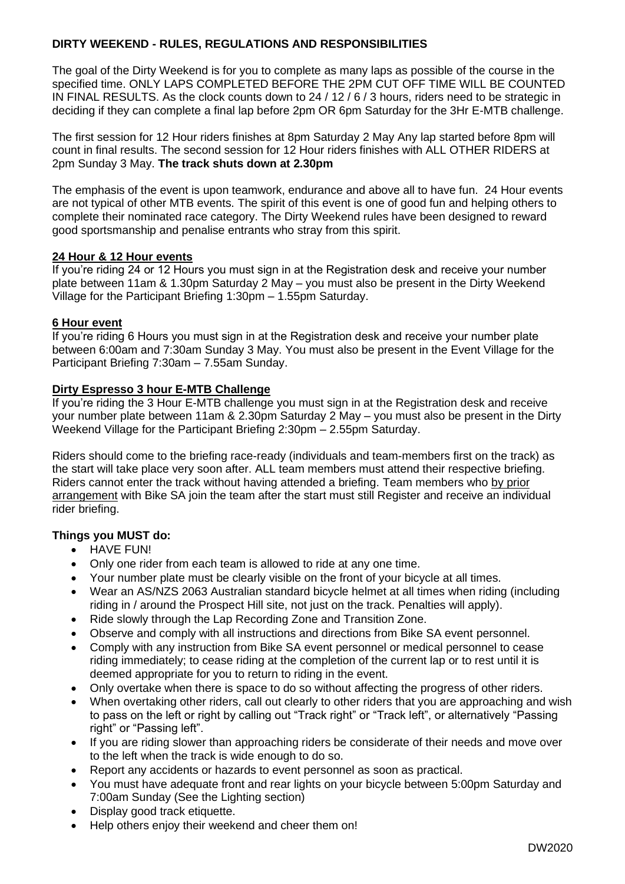## DIRTY WEEKEND - RULES, REGULATIONS AND RESPONSIBILITIES

The goal of the Dirty Weekend is for you to complete as many laps as possible of the course in the specified time. ONLY LAPS COMPLETED BEFORE THE 2PM CUT OFF TIME WILL BE COUNTED IN FINAL RESULTS. As the clock counts down to 24 / 12 / 6 / 3 hours, riders need to be strategic in deciding if they can complete a final lap before 2pm OR 6pm Saturday for the 3Hr E-MTB challenge.

The first session for 12 Hour riders finishes at 8pm Saturday 2 May Any lap started before 8pm will count in final results. The second session for 12 Hour riders finishes with ALL OTHER RIDERS at 2pm Sunday 3 May. **The track shuts down at 2.30pm**

The emphasis of the event is upon teamwork, endurance and above all to have fun. 24 Hour events are not typical of other MTB events. The spirit of this event is one of good fun and helping others to complete their nominated race category. The Dirty Weekend rules have been designed to reward good sportsmanship and penalise entrants who stray from this spirit.

### 24 Hour & 12 Hour events

If you're riding 24 or 12 Hours you must sign in at the Registration desk and receive your number plate between 11am & 1.30pm Saturday 2 May – you must also be present in the Dirty Weekend Village for the Participant Briefing 1:30pm – 1.55pm Saturday.

### 6 Hour event

If you're riding 6 Hours you must sign in at the Registration desk and receive your number plate between 6:00am and 7:30am Sunday 3 May. You must also be present in the Event Village for the Participant Briefing 7:30am – 7.55am Sunday.

### Dirty Espresso 3 hour E-MTB Challenge

If you're riding the 3 Hour E-MTB challenge you must sign in at the Registration desk and receive your number plate between 11am & 2.30pm Saturday 2 May – you must also be present in the Dirty Weekend Village for the Participant Briefing 2:30pm – 2.55pm Saturday.

Riders should come to the briefing race-ready (individuals and team-members first on the track) as the start will take place very soon after. ALL team members must attend their respective briefing. Riders cannot enter the track without having attended a briefing. Team members who by prior arrangement with Bike SA join the team after the start must still Register and receive an individual rider briefing.

### Things you MUST do:

- HAVE FUN!
- Only one rider from each team is allowed to ride at any one time.
- Your number plate must be clearly visible on the front of your bicycle at all times.
- Wear an AS/NZS 2063 Australian standard bicycle helmet at all times when riding (including riding in / around the Prospect Hill site, not just on the track. Penalties will apply).
- Ride slowly through the Lap Recording Zone and Transition Zone.
- Observe and comply with all instructions and directions from Bike SA event personnel.
- Comply with any instruction from Bike SA event personnel or medical personnel to cease riding immediately; to cease riding at the completion of the current lap or to rest until it is deemed appropriate for you to return to riding in the event.
- Only overtake when there is space to do so without affecting the progress of other riders.
- When overtaking other riders, call out clearly to other riders that you are approaching and wish to pass on the left or right by calling out "Track right" or "Track left", or alternatively "Passing right" or "Passing left".
- If you are riding slower than approaching riders be considerate of their needs and move over to the left when the track is wide enough to do so.
- Report any accidents or hazards to event personnel as soon as practical.
- You must have adequate front and rear lights on your bicycle between 5:00pm Saturday and 7:00am Sunday (See the Lighting section)
- Display good track etiquette.
- Help others enjoy their weekend and cheer them on!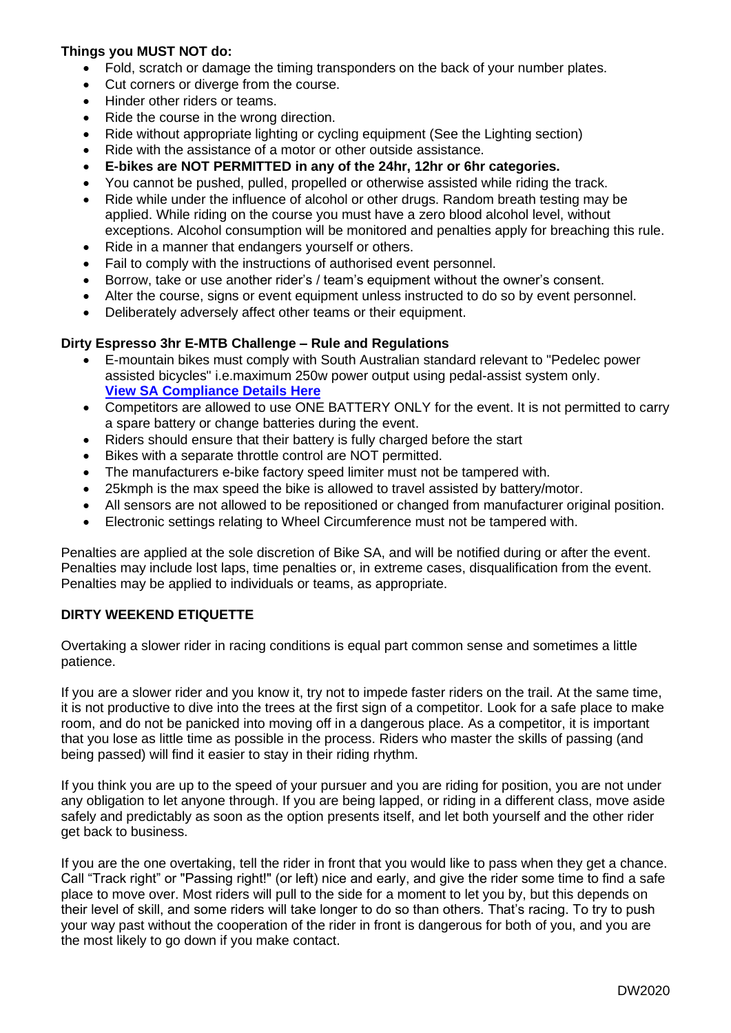**Things you MUST NOT do:**

- Fold, scratch or damage the timing transponders on the back of your number plates.
- Cut corners or diverge from the course.
- Hinder other riders or teams.
- Ride the course in the wrong direction.
- Ride without appropriate lighting or cycling equipment (See the Lighting section)
- Ride with the assistance of a motor or other outside assistance.
- **E-bikes are NOT PERMITTED in any of the 24hr, 12hr or 6hr categories.**
- You cannot be pushed, pulled, propelled or otherwise assisted while riding the track.
- Ride while under the influence of alcohol or other drugs. Random breath testing may be applied. While riding on the course you must have a zero blood alcohol level, without exceptions. Alcohol consumption will be monitored and penalties apply for breaching this rule.
- Ride in a manner that endangers yourself or others.
- Fail to comply with the instructions of authorised event personnel.
- Borrow, take or use another rider's / team's equipment without the owner's consent.
- Alter the course, signs or event equipment unless instructed to do so by event personnel.
- Deliberately adversely affect other teams or their equipment.

**Dirty Espresso 3hr E-MTB Challenge – Rule and Regulations**

- E-mountain bikes must comply with South Australian standard relevant to "Pedelec power assisted bicycles" i.e.maximum 250w power output using pedal-assist system only. **View SA Compliance Details Here**
- Competitors are allowed to use ONE BATTERY ONLY for the event. It is not permitted to carry a spare battery or change batteries during the event.
- Riders should ensure that their battery is fully charged before the start
- Bikes with a separate throttle control are NOT permitted.
- The manufacturers e-bike factory speed limiter must not be tampered with.
- 25kmph is the max speed the bike is allowed to travel assisted by battery/motor.
- All sensors are not allowed to be repositioned or changed from manufacturer original position.
- Electronic settings relating to Wheel Circumference must not be tampered with.

Penalties are applied at the sole discretion of Bike SA, and will be notified during or after the event. Penalties may include lost laps, time penalties or, in extreme cases, disqualification from the event. Penalties may be applied to individuals or teams, as appropriate.

**DIRTY WEEKEND ETIQUETTE**

Overtaking a slower rider in racing conditions is equal part common sense and sometimes a little patience.

If you are a slower rider and you know it, try not to impede faster riders on the trail. At the same time, it is not productive to dive into the trees at the first sign of a competitor. Look for a safe place to make room, and do not be panicked into moving off in a dangerous place. As a competitor, it is important that you lose as little time as possible in the process. Riders who master the skills of passing (and being passed) will find it easier to stay in their riding rhythm.

If you think you are up to the speed of your pursuer and you are riding for position, you are not under any obligation to let anyone through. If you are being lapped, or riding in a different class, move aside safely and predictably as soon as the option presents itself, and let both yourself and the other rider get back to business.

If you are the one overtaking, tell the rider in front that you would like to pass when they get a chance. Call "Track right" or "Passing right!" (or left) nice and early, and give the rider some time to find a safe place to move over. Most riders will pull to the side for a moment to let you by, but this depends on their level of skill, and some riders will take longer to do so than others. That's racing. To try to push your way past without the cooperation of the rider in front is dangerous for both of you, and you are the most likely to go down if you make contact.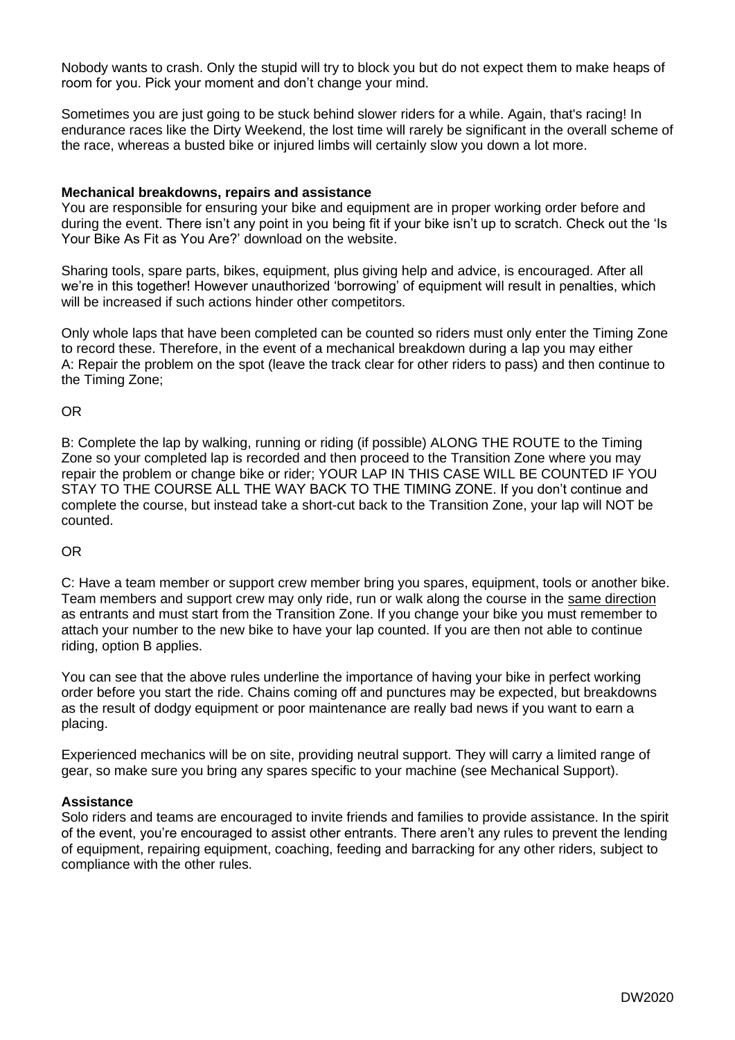Nobody wants to crash. Only the stupid will try to block you but do not expect them to make heaps of room for you. Pick your moment and don't change your mind.

Sometimes you are just going to be stuck behind slower riders for a while. Again, that's racing! In endurance races like the Dirty Weekend, the lost time will rarely be significant in the overall scheme of the race, whereas a busted bike or injured limbs will certainly slow you down a lot more.

**Mechanical breakdowns, repairs and assistance**

You are responsible for ensuring your bike and equipment are in proper working order before and during the event. There isn't any point in you being fit if your bike isn't up to scratch. Check out the 'Is Your Bike As Fit as You Are?' download on the website.

Sharing tools, spare parts, bikes, equipment, plus giving help and advice, is encouraged. After all we're in this together! However unauthorized 'borrowing' of equipment will result in penalties, which will be increased if such actions hinder other competitors.

Only whole laps that have been completed can be counted so riders must only enter the Timing Zone to record these. Therefore, in the event of a mechanical breakdown during a lap you may either

A: Repair the problem on the spot (leave the track clear for other riders to pass) and then continue to the Timing Zone;

OR

B: Complete the lap by walking, running or riding (if possible) ALONG THE ROUTE to the Timing Zone so your completed lap is recorded and then proceed to the Transition Zone where you may repair the problem or change bike or rider; YOUR LAP IN THIS CASE WILL BE COUNTED IF YOU STAY TO THE COURSE ALL THE WAY BACK TO THE TIMING ZONE. If you don't continue and complete the course, but instead take a short-cut back to the Transition Zone, your lap will NOT be counted.

OR

C: Have a team member or support crew member bring you spares, equipment, tools or another bike. Team members and support crew may only ride, run or walk along the course in the same direction as entrants and must start from the Transition Zone. If you change your bike you must remember to attach your number to the new bike to have your lap counted. If you are then not able to continue riding, option B applies.

You can see that the above rules underline the importance of having your bike in perfect working order before you start the ride. Chains coming off and punctures may be expected, but breakdowns as the result of dodgy equipment or poor maintenance are really bad news if you want to earn a placing.

Experienced mechanics will be on site, providing neutral support. They will carry a limited range of gear, so make sure you bring any spares specific to your machine (see Mechanical Support).

**Assistance**

Solo riders and teams are encouraged to invite friends and families to provide assistance. In the spirit of the event, you're encouraged to assist other entrants. There aren't any rules to prevent the lending of equipment, repairing equipment, coaching, feeding and barracking for any other riders, subject to compliance with the other rules.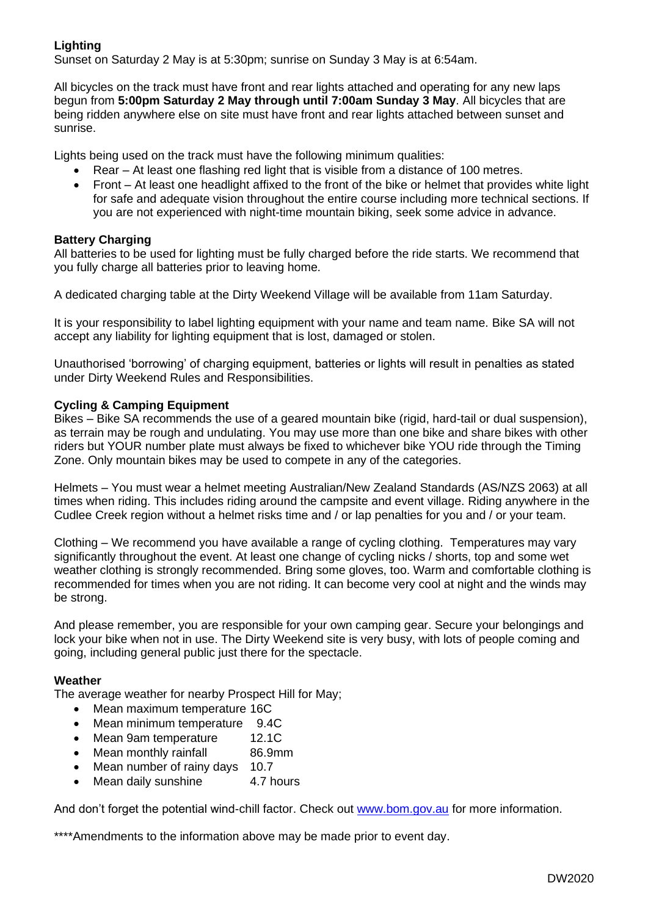**Lighting**

Sunset on Saturday 2 May is at 5:30pm; sunrise on Sunday 3 May is at 6:54am.

All bicycles on the track must have front and rear lights attached and operating for any new laps begun from **5:00pm Saturday 2 May through until 7:00am Sunday 3 May**. All bicycles that are being ridden anywhere else on site must have front and rear lights attached between sunset and sunrise.

Lights being used on the track must have the following minimum qualities:

- Rear – At least one flashing red light that is visible from a distance of 100 metres.
- Front – At least one headlight affixed to the front of the bike or helmet that provides white light for safe and adequate vision throughout the entire course including more technical sections. If you are not experienced with night-time mountain biking, seek some advice in advance.

**Battery Charging**

All batteries to be used for lighting must be fully charged before the ride starts. We recommend that you fully charge all batteries prior to leaving home.

A dedicated charging table at the Dirty Weekend Village will be available from 11am Saturday.

It is your responsibility to label lighting equipment with your name and team name. Bike SA will not accept any liability for lighting equipment that is lost, damaged or stolen.

Unauthorised 'borrowing' of charging equipment, batteries or lights will result in penalties as stated under Dirty Weekend Rules and Responsibilities.

**Cycling & Camping Equipment**

Bikes – Bike SA recommends the use of a geared mountain bike (rigid, hard-tail or dual suspension), as terrain may be rough and undulating. You may use more than one bike and share bikes with other riders but YOUR number plate must always be fixed to whichever bike YOU ride through the Timing Zone. Only mountain bikes may be used to compete in any of the categories.

Helmets – You must wear a helmet meeting Australian/New Zealand Standards (AS/NZS 2063) at all times when riding. This includes riding around the campsite and event village. Riding anywhere in the Cudlee Creek region without a helmet risks time and / or lap penalties for you and / or your team.

Clothing – We recommend you have available a range of cycling clothing. Temperatures may vary significantly throughout the event. At least one change of cycling nicks / shorts, top and some wet weather clothing is strongly recommended. Bring some gloves, too. Warm and comfortable clothing is recommended for times when you are not riding. It can become very cool at night and the winds may be strong.

And please remember, you are responsible for your own camping gear. Secure your belongings and lock your bike when not in use. The Dirty Weekend site is very busy, with lots of people coming and going, including general public just there for the spectacle.

**Weather**

The average weather for nearby Prospect Hill for May;

- Mean maximum temperature 16C
- Mean minimum temperature 9.4C
- Mean 9am temperature 12.1C
- Mean monthly rainfall 86.9mm
- Mean number of rainy days 10.7
- Mean daily sunshine 4.7 hours

And don't forget the potential wind-chill factor. Check out www.bom.gov.au for more information.

****Amendments to the information above may be made prior to event day.

DW2020